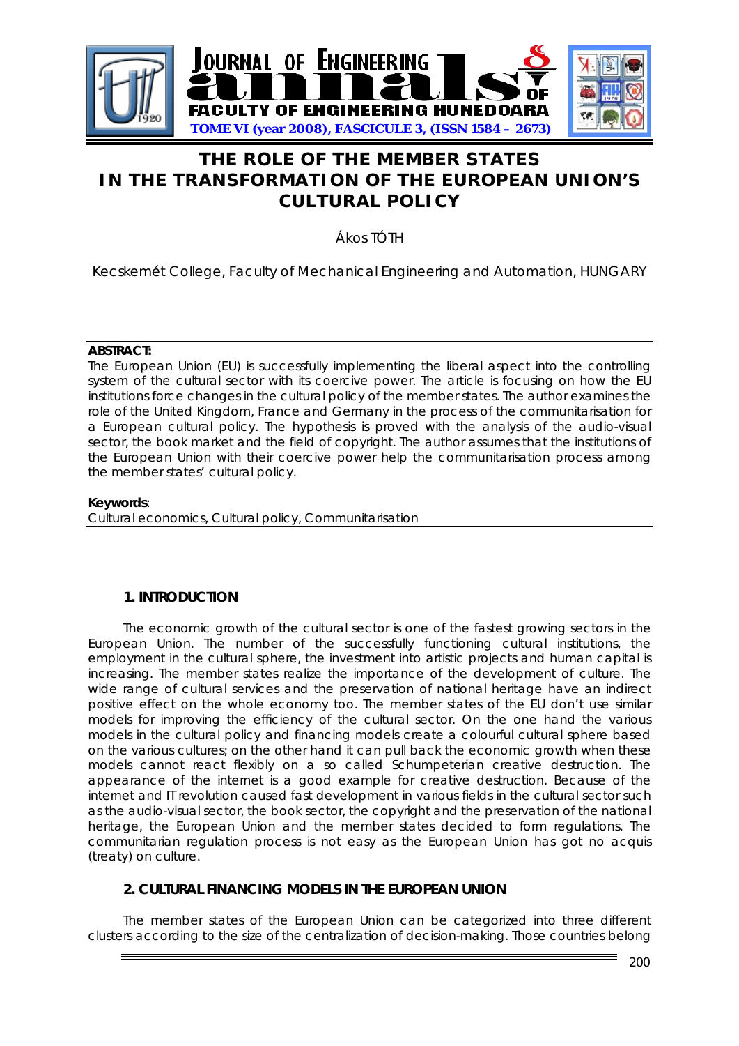# THE ROLE OF THE MEMBER STATES IN THE TRANSFORMATION OF THE EUROPEAN UNION'S CULTURAL POLICY

Ákos TÓTH

Kecskemét College, Faculty of Mechanical Engineering and Automation, HUNGARY

**ABSTRACT:**
The European Union (EU) is successfully implementing the liberal aspect into the controlling system of the cultural sector with its coercive power. The article is focusing on how the EU institutions force changes in the cultural policy of the member states. The author examines the role of the United Kingdom, France and Germany in the process of the communitarisation for a European cultural policy. The hypothesis is proved with the analysis of the audio-visual sector, the book market and the field of copyright. The author assumes that the institutions of the European Union with their coercive power help the communitarisation process among the member states' cultural policy.

**Keywords**:
Cultural economics, Cultural policy, Communitarisation

## 1. INTRODUCTION

The economic growth of the cultural sector is one of the fastest growing sectors in the European Union. The number of the successfully functioning cultural institutions, the employment in the cultural sphere, the investment into artistic projects and human capital is increasing. The member states realize the importance of the development of culture. The wide range of cultural services and the preservation of national heritage have an indirect positive effect on the whole economy too. The member states of the EU don't use similar models for improving the efficiency of the cultural sector. On the one hand the various models in the cultural policy and financing models create a colourful cultural sphere based on the various cultures; on the other hand it can pull back the economic growth when these models cannot react flexibly on a so called Schumpeterian creative destruction. The appearance of the internet is a good example for creative destruction. Because of the internet and IT revolution caused fast development in various fields in the cultural sector such as the audio-visual sector, the book sector, the copyright and the preservation of the national heritage, the European Union and the member states decided to form regulations. The communitarian regulation process is not easy as the European Union has got no acquis (treaty) on culture.

## 2. CULTURAL FINANCING MODELS IN THE EUROPEAN UNION

The member states of the European Union can be categorized into three different clusters according to the size of the centralization of decision-making. Those countries belong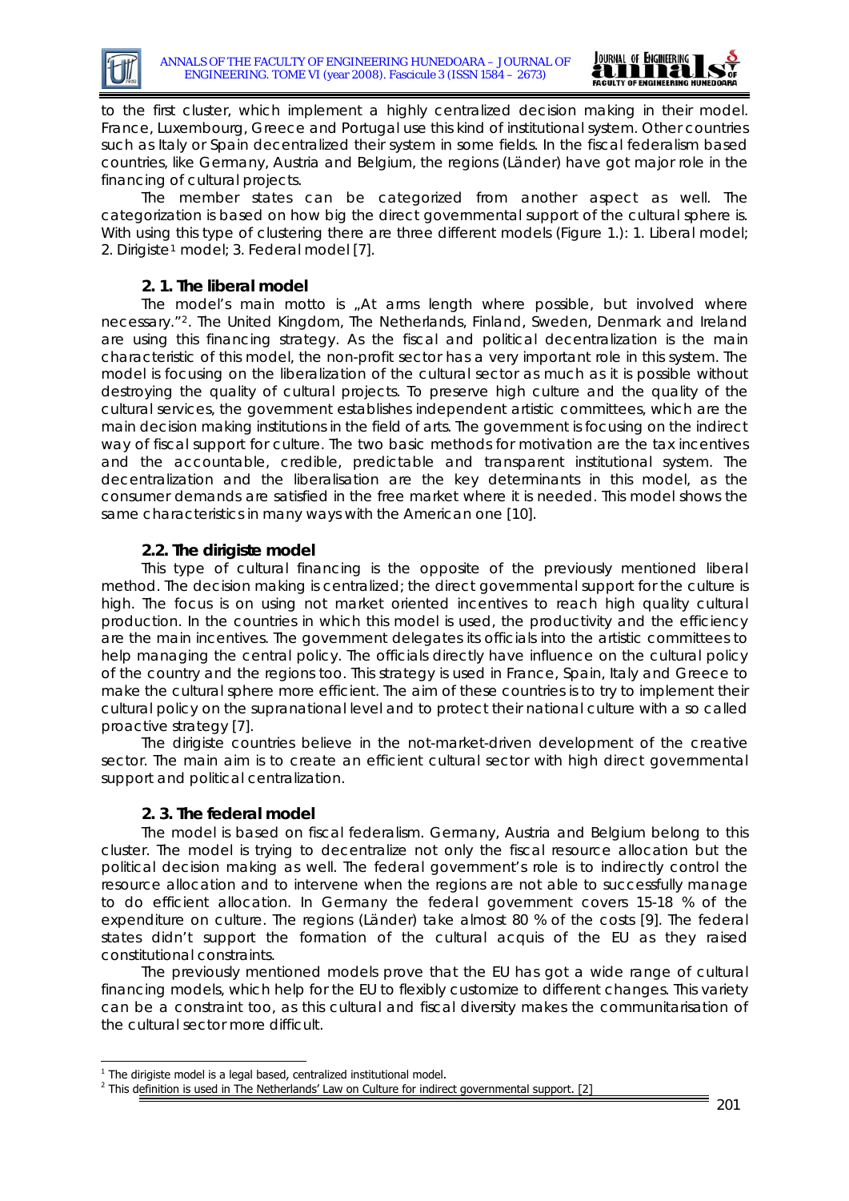to the first cluster, which implement a highly centralized decision making in their model. France, Luxembourg, Greece and Portugal use this kind of institutional system. Other countries such as Italy or Spain decentralized their system in some fields. In the fiscal federalism based countries, like Germany, Austria and Belgium, the regions (Länder) have got major role in the financing of cultural projects.

The member states can be categorized from another aspect as well. The categorization is based on how big the direct governmental support of the cultural sphere is. With using this type of clustering there are three different models (Figure 1.): 1. Liberal model; 2. Dirigiste[1] model; 3. Federal model [7].

### 2. 1. The liberal model

The model's main motto is „At arms length where possible, but involved where necessary."[2]. The United Kingdom, The Netherlands, Finland, Sweden, Denmark and Ireland are using this financing strategy. As the fiscal and political decentralization is the main characteristic of this model, the non-profit sector has a very important role in this system. The model is focusing on the liberalization of the cultural sector as much as it is possible without destroying the quality of cultural projects. To preserve high culture and the quality of the cultural services, the government establishes independent artistic committees, which are the main decision making institutions in the field of arts. The government is focusing on the indirect way of fiscal support for culture. The two basic methods for motivation are the tax incentives and the accountable, credible, predictable and transparent institutional system. The decentralization and the liberalisation are the key determinants in this model, as the consumer demands are satisfied in the free market where it is needed. This model shows the same characteristics in many ways with the American one [10].

### 2.2. The dirigiste model

This type of cultural financing is the opposite of the previously mentioned liberal method. The decision making is centralized; the direct governmental support for the culture is high. The focus is on using not market oriented incentives to reach high quality cultural production. In the countries in which this model is used, the productivity and the efficiency are the main incentives. The government delegates its officials into the artistic committees to help managing the central policy. The officials directly have influence on the cultural policy of the country and the regions too. This strategy is used in France, Spain, Italy and Greece to make the cultural sphere more efficient. The aim of these countries is to try to implement their cultural policy on the supranational level and to protect their national culture with a so called proactive strategy [7].

The dirigiste countries believe in the not-market-driven development of the creative sector. The main aim is to create an efficient cultural sector with high direct governmental support and political centralization.

### 2. 3. The federal model

The model is based on fiscal federalism. Germany, Austria and Belgium belong to this cluster. The model is trying to decentralize not only the fiscal resource allocation but the political decision making as well. The federal government's role is to indirectly control the resource allocation and to intervene when the regions are not able to successfully manage to do efficient allocation. In Germany the federal government covers 15-18 % of the expenditure on culture. The regions (Länder) take almost 80 % of the costs [9]. The federal states didn't support the formation of the cultural acquis of the EU as they raised constitutional constraints.

The previously mentioned models prove that the EU has got a wide range of cultural financing models, which help for the EU to flexibly customize to different changes. This variety can be a constraint too, as this cultural and fiscal diversity makes the communitarisation of the cultural sector more difficult.

---

[1] The dirigiste model is a legal based, centralized institutional model.

[2] This definition is used in The Netherlands' Law on Culture for indirect governmental support. [2]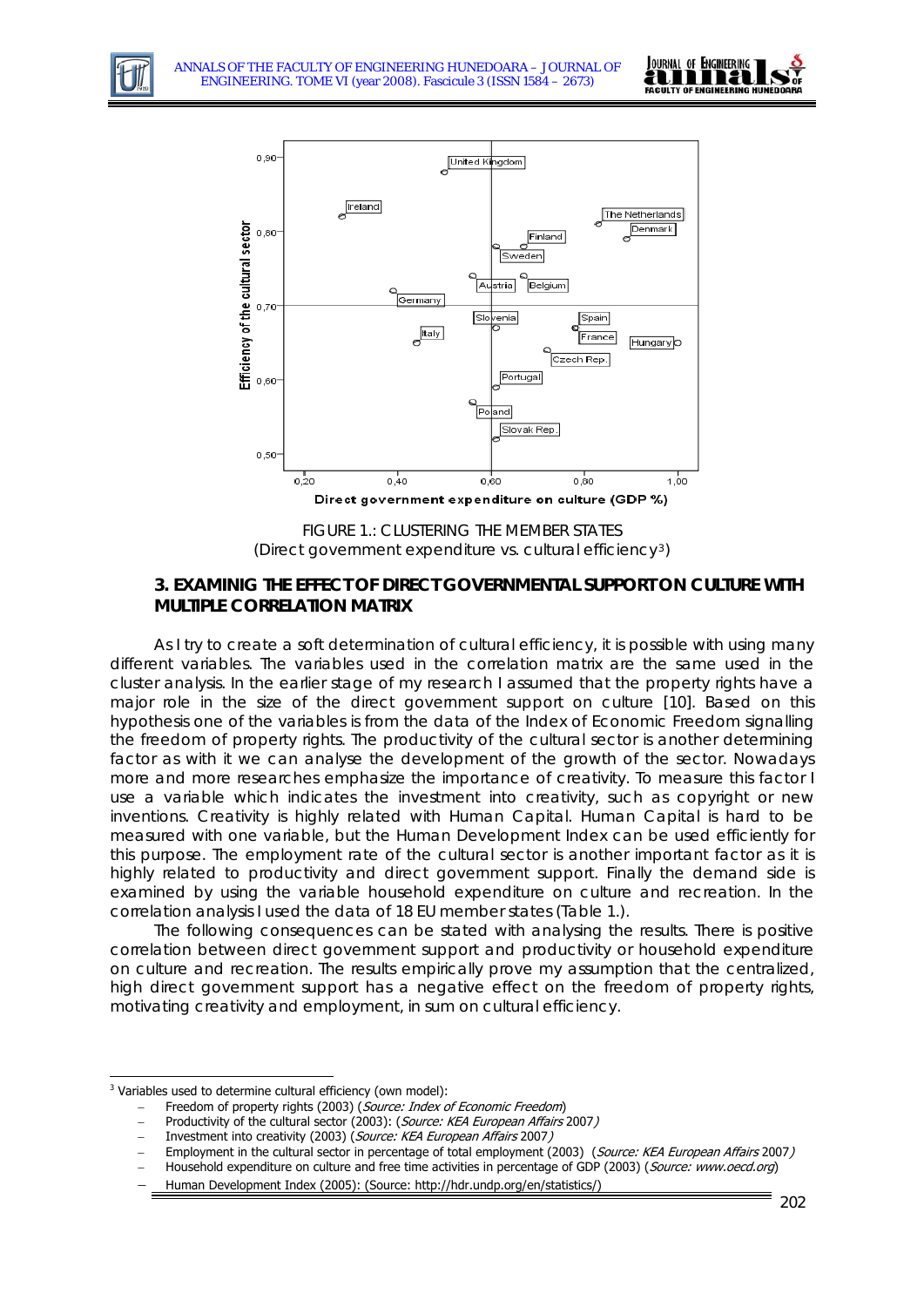FIGURE 1.: CLUSTERING THE MEMBER STATES
(Direct government expenditure vs. cultural efficiency[3])

## 3. EXAMINIG THE EFFECT OF DIRECT GOVERNMENTAL SUPPORT ON CULTURE WITH MULTIPLE CORRELATION MATRIX

As I try to create a soft determination of cultural efficiency, it is possible with using many different variables. The variables used in the correlation matrix are the same used in the cluster analysis. In the earlier stage of my research I assumed that the property rights have a major role in the size of the direct government support on culture [10]. Based on this hypothesis one of the variables is from the data of the Index of Economic Freedom signalling the freedom of property rights. The productivity of the cultural sector is another determining factor as with it we can analyse the development of the growth of the sector. Nowadays more and more researches emphasize the importance of creativity. To measure this factor I use a variable which indicates the investment into creativity, such as copyright or new inventions. Creativity is highly related with Human Capital. Human Capital is hard to be measured with one variable, but the Human Development Index can be used efficiently for this purpose. The employment rate of the cultural sector is another important factor as it is highly related to productivity and direct government support. Finally the demand side is examined by using the variable household expenditure on culture and recreation. In the correlation analysis I used the data of 18 EU member states (Table 1.).

The following consequences can be stated with analysing the results. There is positive correlation between direct government support and productivity or household expenditure on culture and recreation. The results empirically prove my assumption that the centralized, high direct government support has a negative effect on the freedom of property rights, motivating creativity and employment, in sum on cultural efficiency.

---

[3] Variables used to determine cultural efficiency (own model):

- Freedom of property rights (2003) (*Source: Index of Economic Freedom*)
- Productivity of the cultural sector (2003): (*Source: KEA European Affairs* 2007)
- Investment into creativity (2003) (*Source: KEA European Affairs* 2007)
- Employment in the cultural sector in percentage of total employment (2003) (*Source: KEA European Affairs* 2007)
- Household expenditure on culture and free time activities in percentage of GDP (2003) (*Source: www.oecd.org*)
- Human Development Index (2005): (Source: http://hdr.undp.org/en/statistics/)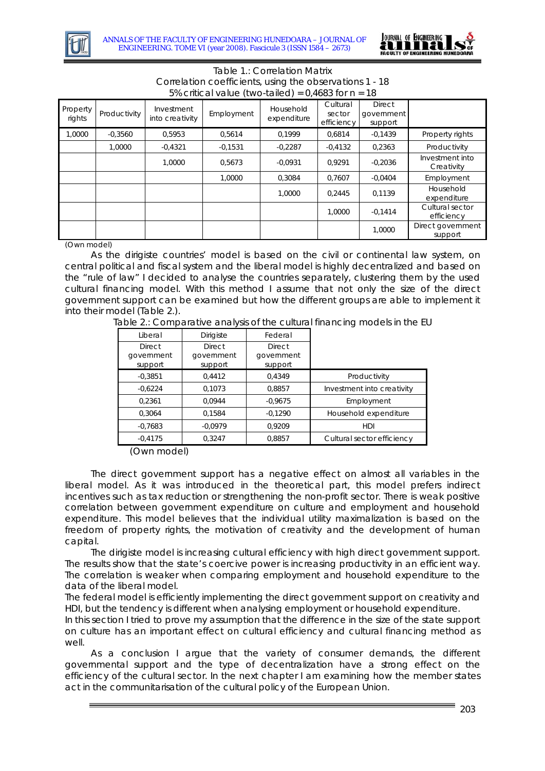Table 1.: Correlation Matrix
Correlation coefficients, using the observations 1 - 18
5% critical value (two-tailed) = 0,4683 for n = 18

| Property rights | Productivity | Investment into creativity | Employment | Household expenditure | Cultural sector efficiency | Direct government support | |
|---|---|---|---|---|---|---|---|
| 1,0000 | -0,3560 | 0,5953 | 0,5614 | 0,1999 | 0,6814 | -0,1439 | Property rights |
| | 1,0000 | -0,4321 | -0,1531 | -0,2287 | -0,4132 | 0,2363 | Productivity |
| | | 1,0000 | 0,5673 | -0,0931 | 0,9291 | -0,2036 | Investment into Creativity |
| | | | 1,0000 | 0,3084 | 0,7607 | -0,0404 | Employment |
| | | | | 1,0000 | 0,2445 | 0,1139 | Household expenditure |
| | | | | | 1,0000 | -0,1414 | Cultural sector efficiency |
| | | | | | | 1,0000 | Direct government support |

(Own model)

As the dirigiste countries' model is based on the civil or continental law system, on central political and fiscal system and the liberal model is highly decentralized and based on the "rule of law" I decided to analyse the countries separately, clustering them by the used cultural financing model. With this method I assume that not only the size of the direct government support can be examined but how the different groups are able to implement it into their model (Table 2.).

Table 2.: Comparative analysis of the cultural financing models in the EU

| Liberal | Dirigiste | Federal | |
|---|---|---|---|
| Direct government support | Direct government support | Direct government support | |
| -0,3851 | 0,4412 | 0,4349 | Productivity |
| -0,6224 | 0,1073 | 0,8857 | Investment into creativity |
| 0,2361 | 0,0944 | -0,9675 | Employment |
| 0,3064 | 0,1584 | -0,1290 | Household expenditure |
| -0,7683 | -0,0979 | 0,9209 | HDI |
| -0,4175 | 0,3247 | 0,8857 | Cultural sector efficiency |

(Own model)

The direct government support has a negative effect on almost all variables in the liberal model. As it was introduced in the theoretical part, this model prefers indirect incentives such as tax reduction or strengthening the non-profit sector. There is weak positive correlation between government expenditure on culture and employment and household expenditure. This model believes that the individual utility maximalization is based on the freedom of property rights, the motivation of creativity and the development of human capital.

The dirigiste model is increasing cultural efficiency with high direct government support. The results show that the state's coercive power is increasing productivity in an efficient way. The correlation is weaker when comparing employment and household expenditure to the data of the liberal model.

The federal model is efficiently implementing the direct government support on creativity and HDI, but the tendency is different when analysing employment or household expenditure.

In this section I tried to prove my assumption that the difference in the size of the state support on culture has an important effect on cultural efficiency and cultural financing method as well.

As a conclusion I argue that the variety of consumer demands, the different governmental support and the type of decentralization have a strong effect on the efficiency of the cultural sector. In the next chapter I am examining how the member states act in the communitarisation of the cultural policy of the European Union.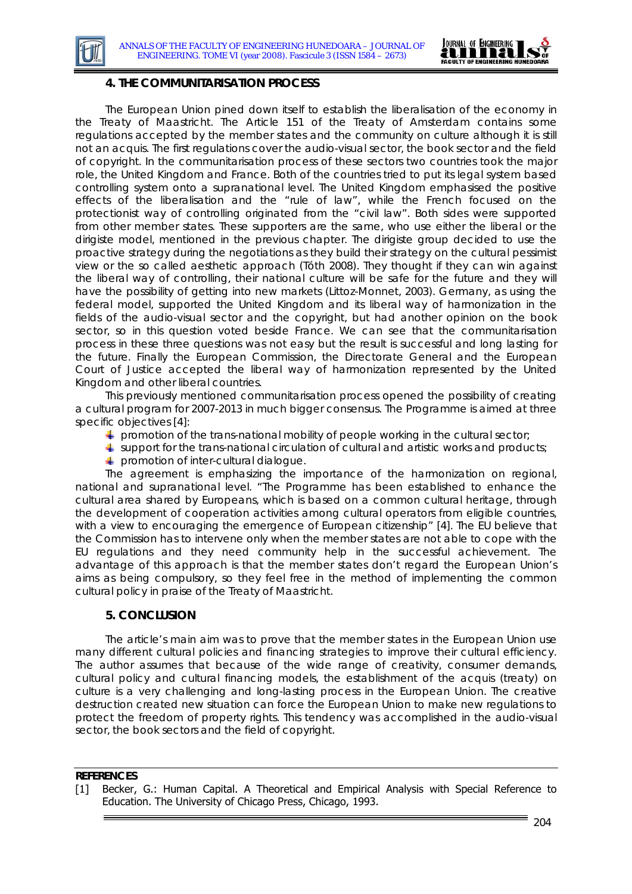## 4. THE COMMUNITARISATION PROCESS

The European Union pined down itself to establish the liberalisation of the economy in the Treaty of Maastricht. The Article 151 of the Treaty of Amsterdam contains some regulations accepted by the member states and the community on culture although it is still not an acquis. The first regulations cover the audio-visual sector, the book sector and the field of copyright. In the communitarisation process of these sectors two countries took the major role, the United Kingdom and France. Both of the countries tried to put its legal system based controlling system onto a supranational level. The United Kingdom emphasised the positive effects of the liberalisation and the "rule of law", while the French focused on the protectionist way of controlling originated from the "civil law". Both sides were supported from other member states. These supporters are the same, who use either the liberal or the dirigiste model, mentioned in the previous chapter. The dirigiste group decided to use the proactive strategy during the negotiations as they build their strategy on the cultural pessimist view or the so called aesthetic approach (Tóth 2008). They thought if they can win against the liberal way of controlling, their national culture will be safe for the future and they will have the possibility of getting into new markets (Littoz-Monnet, 2003). Germany, as using the federal model, supported the United Kingdom and its liberal way of harmonization in the fields of the audio-visual sector and the copyright, but had another opinion on the book sector, so in this question voted beside France. We can see that the communitarisation process in these three questions was not easy but the result is successful and long lasting for the future. Finally the European Commission, the Directorate General and the European Court of Justice accepted the liberal way of harmonization represented by the United Kingdom and other liberal countries.

This previously mentioned communitarisation process opened the possibility of creating a cultural program for 2007-2013 in much bigger consensus. The Programme is aimed at three specific objectives [4]:

- promotion of the trans-national mobility of people working in the cultural sector;
- support for the trans-national circulation of cultural and artistic works and products;
- promotion of inter-cultural dialogue.

The agreement is emphasizing the importance of the harmonization on regional, national and supranational level. "The Programme has been established to enhance the cultural area shared by Europeans, which is based on a common cultural heritage, through the development of cooperation activities among cultural operators from eligible countries, with a view to encouraging the emergence of European citizenship" [4]. The EU believe that the Commission has to intervene only when the member states are not able to cope with the EU regulations and they need community help in the successful achievement. The advantage of this approach is that the member states don't regard the European Union's aims as being compulsory, so they feel free in the method of implementing the common cultural policy in praise of the Treaty of Maastricht.

## 5. CONCLUSION

The article's main aim was to prove that the member states in the European Union use many different cultural policies and financing strategies to improve their cultural efficiency. The author assumes that because of the wide range of creativity, consumer demands, cultural policy and cultural financing models, the establishment of the acquis (treaty) on culture is a very challenging and long-lasting process in the European Union. The creative destruction created new situation can force the European Union to make new regulations to protect the freedom of property rights. This tendency was accomplished in the audio-visual sector, the book sectors and the field of copyright.

**REFERENCES**

[1] Becker, G.: Human Capital. A Theoretical and Empirical Analysis with Special Reference to Education. The University of Chicago Press, Chicago, 1993.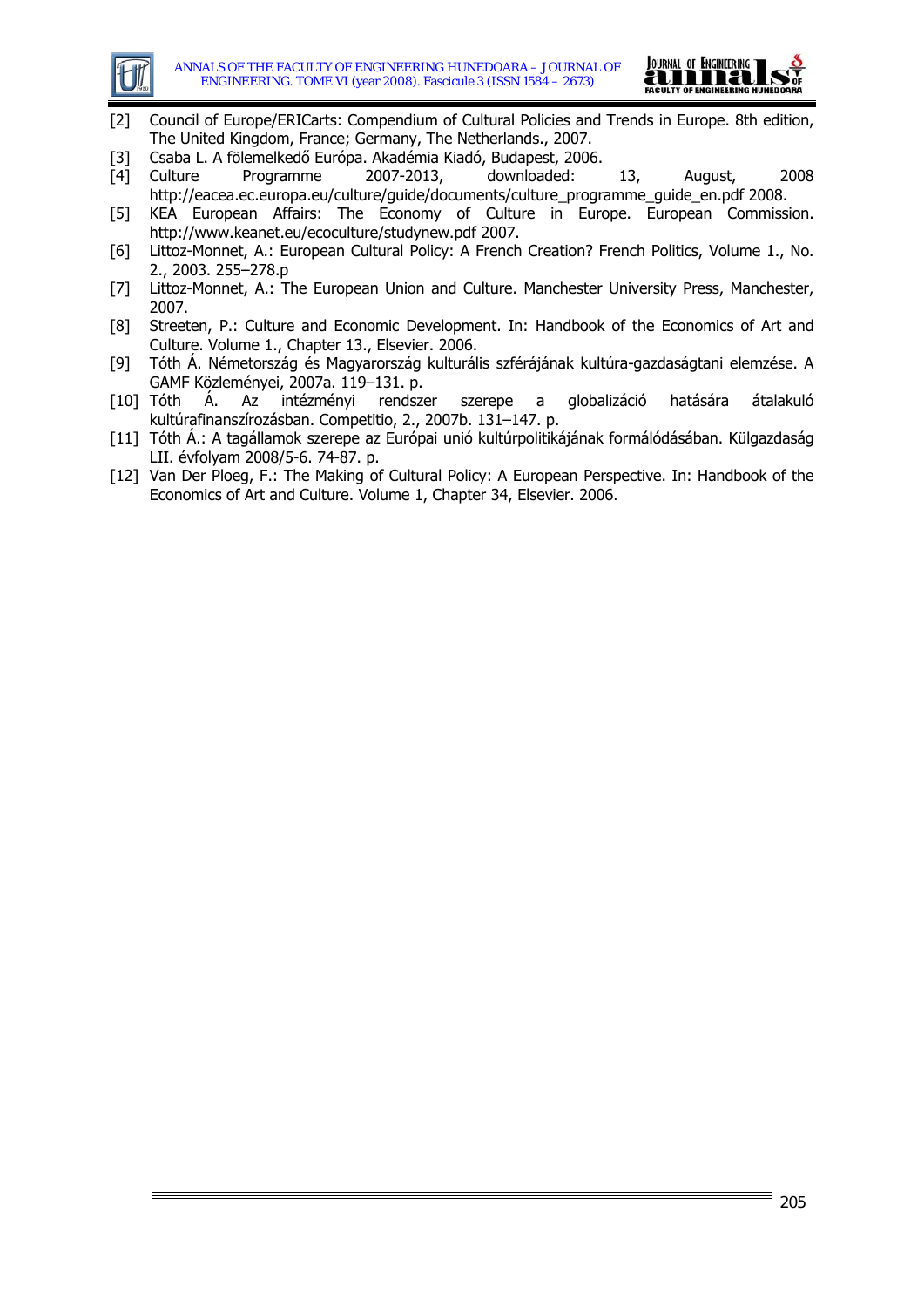[2] Council of Europe/ERICarts: Compendium of Cultural Policies and Trends in Europe. 8th edition, The United Kingdom, France; Germany, The Netherlands., 2007.

[3] Csaba L. A fölemelkedő Európa. Akadémia Kiadó, Budapest, 2006.

[4] Culture Programme 2007-2013, downloaded: 13, August, 2008 http://eacea.ec.europa.eu/culture/guide/documents/culture_programme_guide_en.pdf 2008.

[5] KEA European Affairs: The Economy of Culture in Europe. European Commission. http://www.keanet.eu/ecoculture/studynew.pdf 2007.

[6] Littoz-Monnet, A.: European Cultural Policy: A French Creation? French Politics, Volume 1., No. 2., 2003. 255–278.p

[7] Littoz-Monnet, A.: The European Union and Culture. Manchester University Press, Manchester, 2007.

[8] Streeten, P.: Culture and Economic Development. In: Handbook of the Economics of Art and Culture. Volume 1., Chapter 13., Elsevier. 2006.

[9] Tóth Á. Németország és Magyarország kulturális szférájának kultúra-gazdaságtani elemzése. A GAMF Közleményei, 2007a. 119–131. p.

[10] Tóth Á. Az intézményi rendszer szerepe a globalizáció hatására átalakuló kultúrafinanszírozásban. Competitio, 2., 2007b. 131–147. p.

[11] Tóth Á.: A tagállamok szerepe az Európai unió kultúrpolitikájának formálódásában. Külgazdaság LII. évfolyam 2008/5-6. 74-87. p.

[12] Van Der Ploeg, F.: The Making of Cultural Policy: A European Perspective. In: Handbook of the Economics of Art and Culture. Volume 1, Chapter 34, Elsevier. 2006.